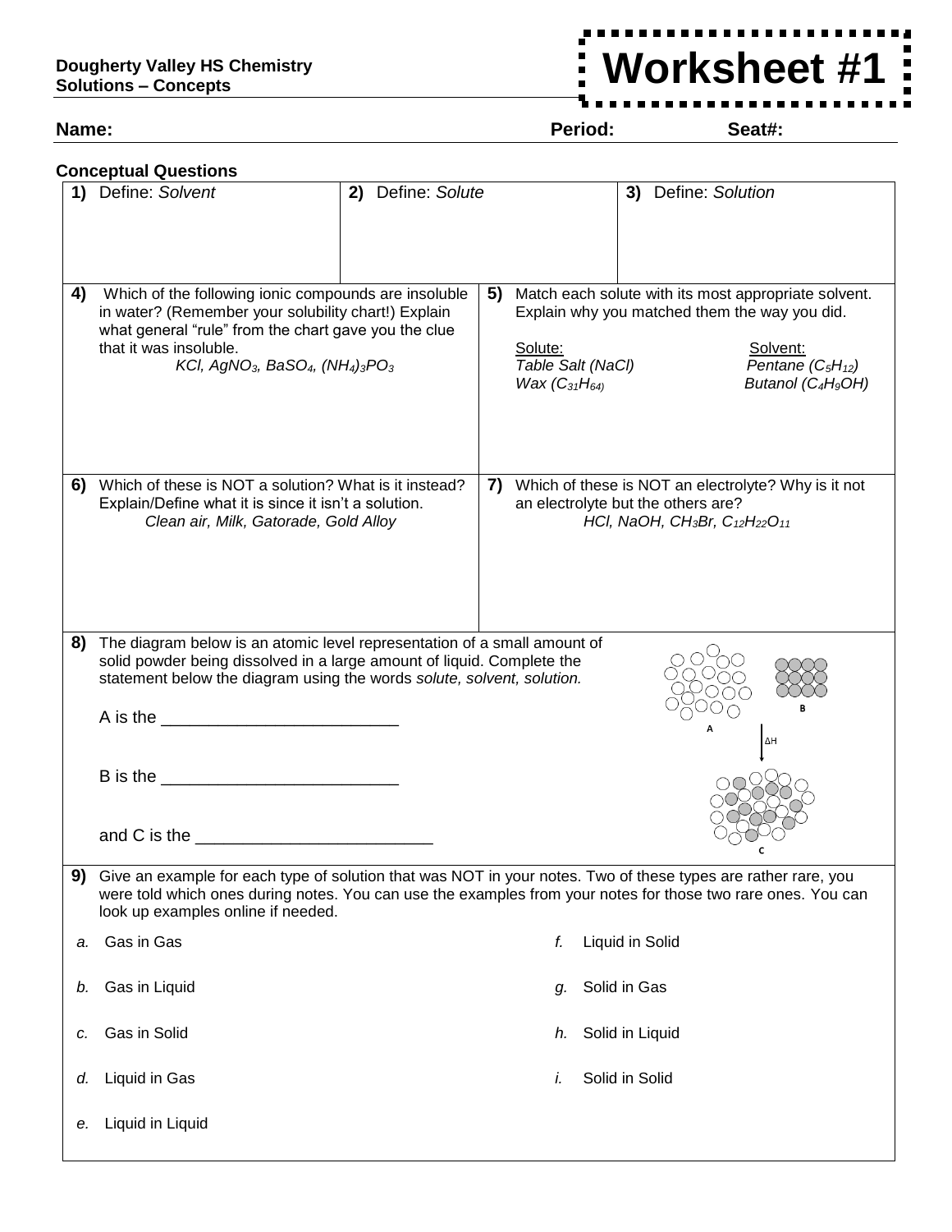**Dougherty Valley HS Chemistry**
**Solutions – Concepts**

# Worksheet #1

**Name:** **Period:** **Seat#:**

## Conceptual Questions

**1)** Define: *Solvent*

**2)** Define: *Solute*

**3)** Define: *Solution*

**4)** Which of the following ionic compounds are insoluble in water? (Remember your solubility chart!) Explain what general "rule" from the chart gave you the clue that it was insoluble.

*$KCl$, $AgNO_3$, $BaSO_4$, $(NH_4)_3PO_3$*

**5)** Match each solute with its most appropriate solvent. Explain why you matched them the way you did.

| Solute: | Solvent: |
| --- | --- |
| *Table Salt ($NaCl$)* | *Pentane ($C_5H_{12}$)* |
| *Wax ($C_{31}H_{64}$)* | *Butanol ($C_4H_9OH$)* |

**6)** Which of these is NOT a solution? What is it instead? Explain/Define what it is since it isn't a solution.

*Clean air, Milk, Gatorade, Gold Alloy*

**7)** Which of these is NOT an electrolyte? Why is it not an electrolyte but the others are?

*$HCl$, $NaOH$, $CH_3Br$, $C_{12}H_{22}O_{11}$*

**8)** The diagram below is an atomic level representation of a small amount of solid powder being dissolved in a large amount of liquid. Complete the statement below the diagram using the words *solute, solvent, solution.*

A is the ________________________

B is the ________________________

and C is the ________________________

(Diagram labels: A, B, $\Delta H$, C)

**9)** Give an example for each type of solution that was NOT in your notes. Two of these types are rather rare, you were told which ones during notes. You can use the examples from your notes for those two rare ones. You can look up examples online if needed.

*a.* Gas in Gas

*b.* Gas in Liquid

*c.* Gas in Solid

*d.* Liquid in Gas

*e.* Liquid in Liquid

*f.* Liquid in Solid

*g.* Solid in Gas

*h.* Solid in Liquid

*i.* Solid in Solid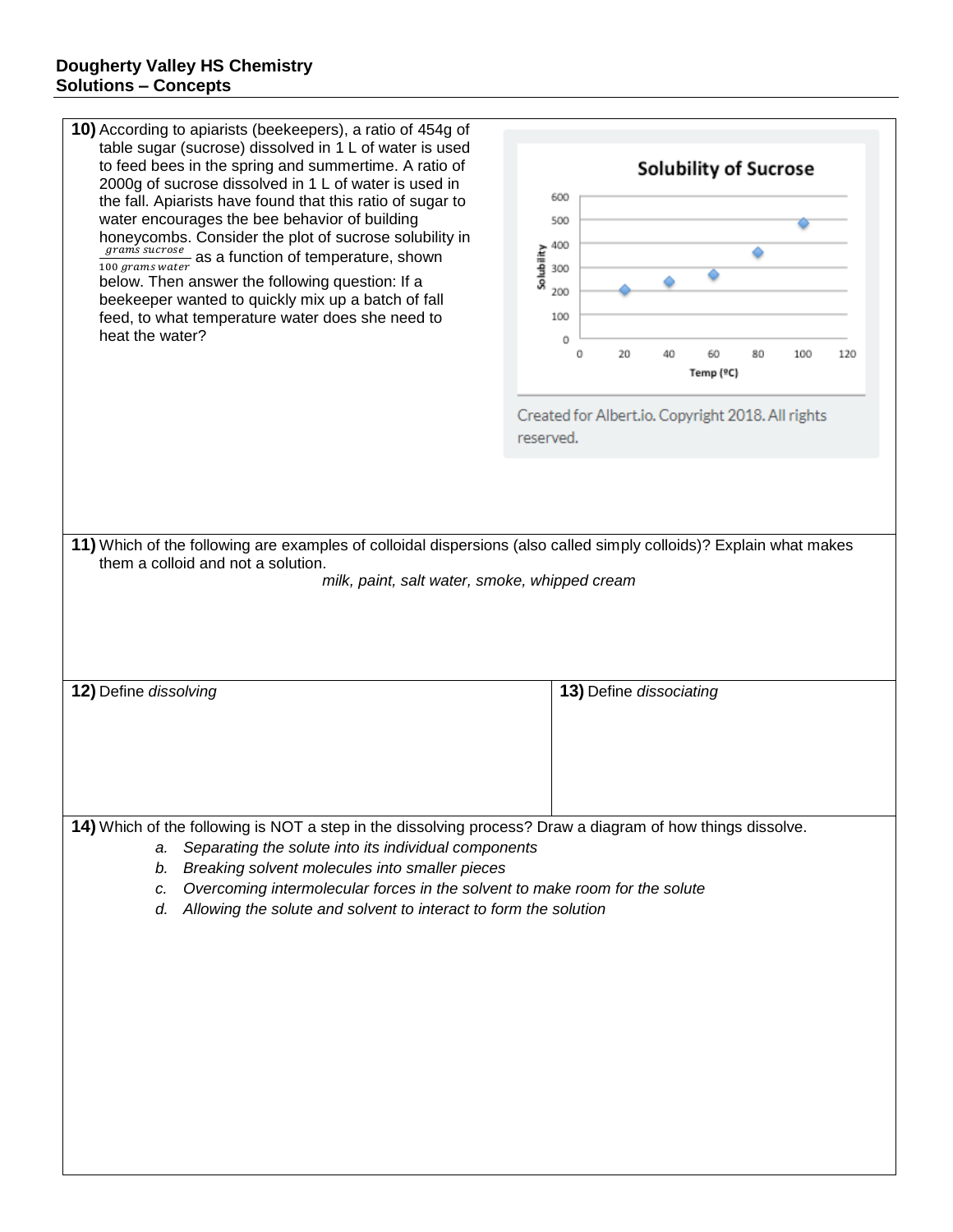**Dougherty Valley HS Chemistry**
**Solutions – Concepts**

**10)** According to apiarists (beekeepers), a ratio of 454g of table sugar (sucrose) dissolved in 1 L of water is used to feed bees in the spring and summertime. A ratio of 2000g of sucrose dissolved in 1 L of water is used in the fall. Apiarists have found that this ratio of sugar to water encourages the bee behavior of building honeycombs. Consider the plot of sucrose solubility in $\frac{grams\ sucrose}{100\ grams\ water}$ as a function of temperature, shown below. Then answer the following question: If a beekeeper wanted to quickly mix up a batch of fall feed, to what temperature water does she need to heat the water?

**Solubility of Sucrose**

Created for Albert.io. Copyright 2018. All rights reserved.

**11)** Which of the following are examples of colloidal dispersions (also called simply colloids)? Explain what makes them a colloid and not a solution.

*milk, paint, salt water, smoke, whipped cream*

**12)** Define *dissolving*

**13)** Define *dissociating*

**14)** Which of the following is NOT a step in the dissolving process? Draw a diagram of how things dissolve.

a. *Separating the solute into its individual components*
b. *Breaking solvent molecules into smaller pieces*
c. *Overcoming intermolecular forces in the solvent to make room for the solute*
d. *Allowing the solute and solvent to interact to form the solution*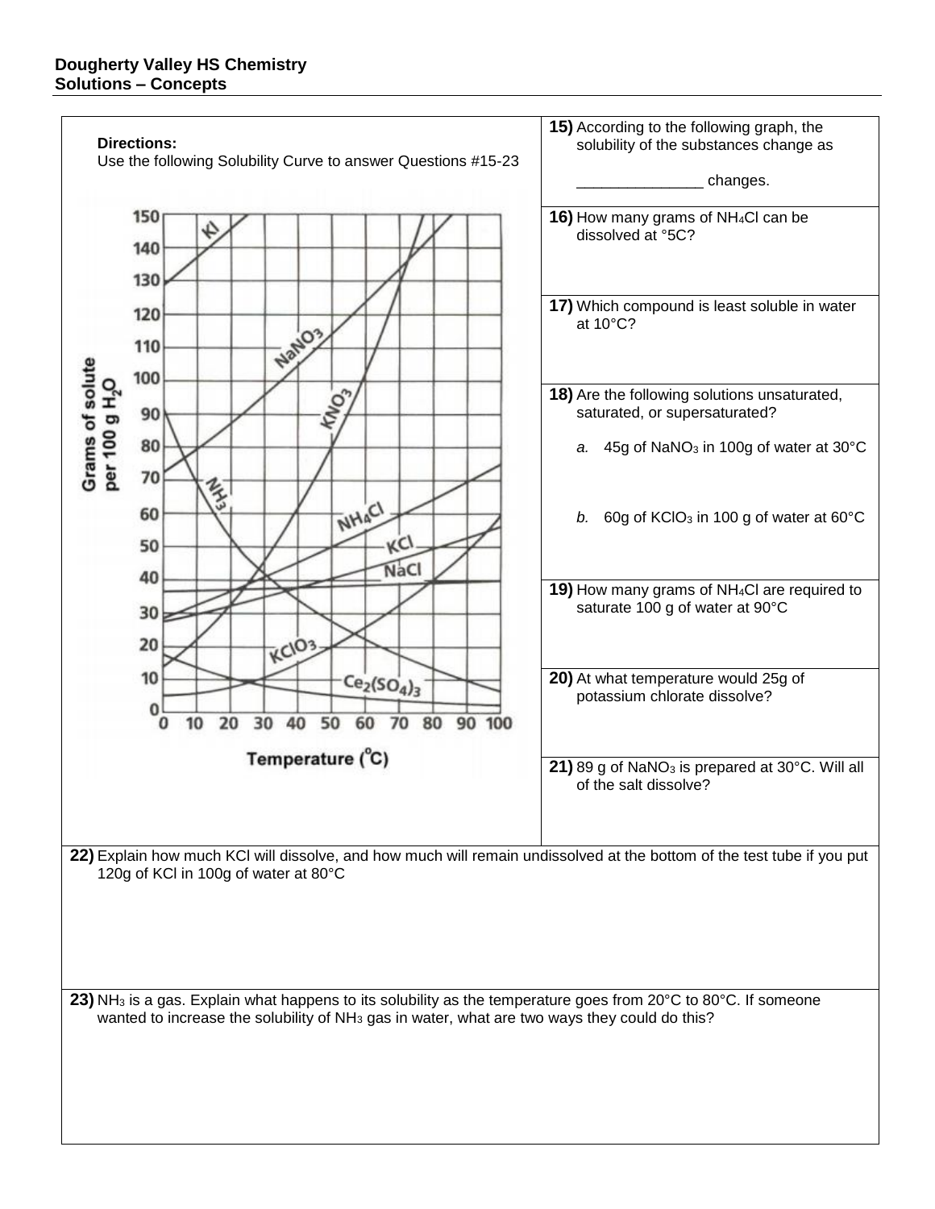**Dougherty Valley HS Chemistry**
**Solutions – Concepts**

**Directions:**
Use the following Solubility Curve to answer Questions #15-23

150
140
130
120
110
100
90
80
70
60
50
40
30
20
10
0
0 10 20 30 40 50 60 70 80 90 100

Grams of solute per 100 g $H_2O$

Temperature (°C)

KI
$NaNO_3$
$KNO_3$
$NH_3$
$NH_4Cl$
KCl
NaCl
$KClO_3$
$Ce_2(SO_4)_3$

**15)** According to the following graph, the solubility of the substances change as _______________ changes.

**16)** How many grams of $NH_4Cl$ can be dissolved at °5C?

**17)** Which compound is least soluble in water at 10°C?

**18)** Are the following solutions unsaturated, saturated, or supersaturated?

*a.* 45g of $NaNO_3$ in 100g of water at 30°C

*b.* 60g of $KClO_3$ in 100 g of water at 60°C

**19)** How many grams of $NH_4Cl$ are required to saturate 100 g of water at 90°C

**20)** At what temperature would 25g of potassium chlorate dissolve?

**21)** 89 g of $NaNO_3$ is prepared at 30°C. Will all of the salt dissolve?

**22)** Explain how much KCl will dissolve, and how much will remain undissolved at the bottom of the test tube if you put 120g of KCl in 100g of water at 80°C

**23)** $NH_3$ is a gas. Explain what happens to its solubility as the temperature goes from 20°C to 80°C. If someone wanted to increase the solubility of $NH_3$ gas in water, what are two ways they could do this?